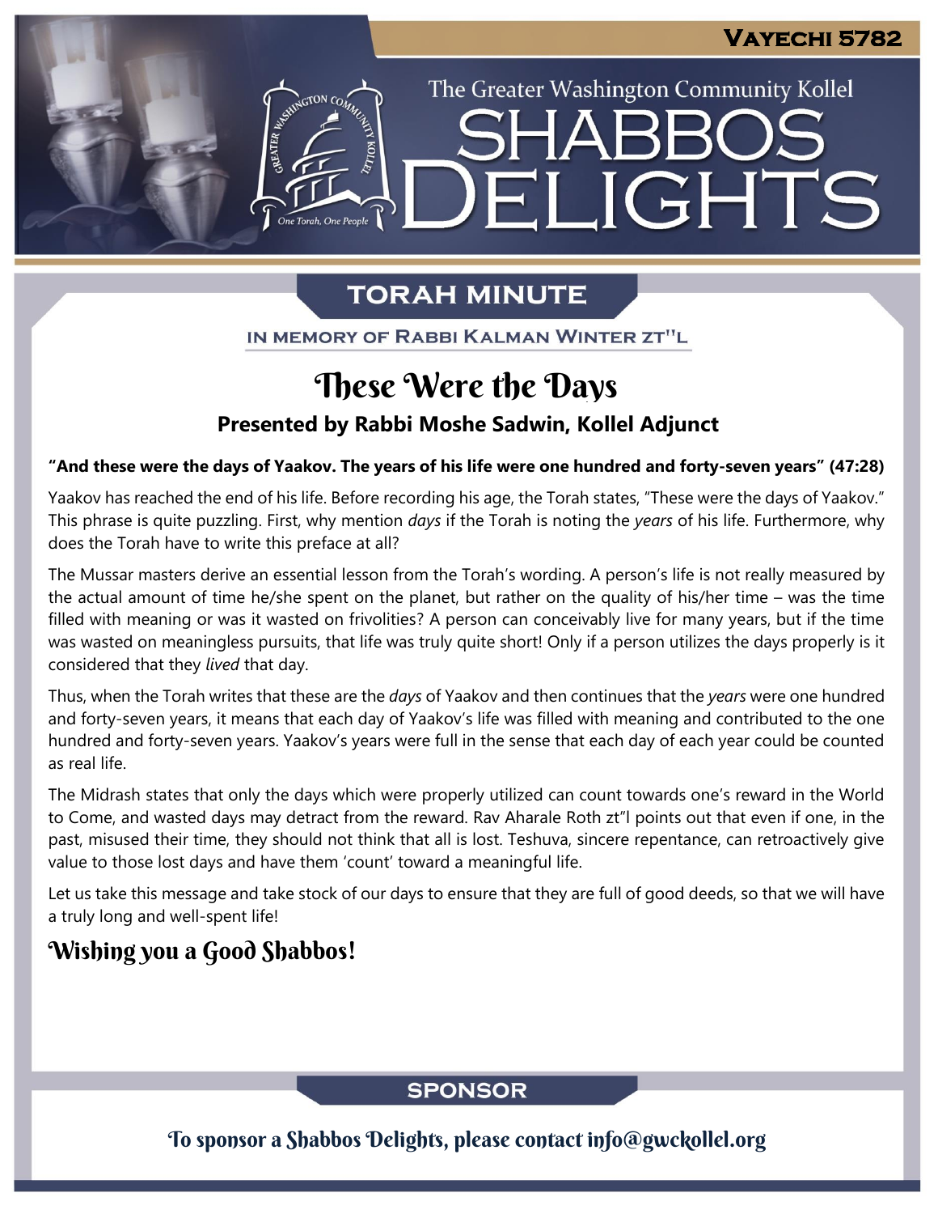**VAYECHI 5782**

The Greater Washington Community Kollel

# SHABBOS DELIGHTS

## TORAH MINUTE

IN MEMORY OF RABBI KALMAN WINTER ZT"L

# These Were the Days

### Presented by Rabbi Moshe Sadwin, Kollel Adjunct

**"And these were the days of Yaakov. The years of his life were one hundred and forty-seven years" (47:28)**

Yaakov has reached the end of his life. Before recording his age, the Torah states, "These were the days of Yaakov." This phrase is quite puzzling. First, why mention *days* if the Torah is noting the *years* of his life. Furthermore, why does the Torah have to write this preface at all?

The Mussar masters derive an essential lesson from the Torah's wording. A person's life is not really measured by the actual amount of time he/she spent on the planet, but rather on the quality of his/her time – was the time filled with meaning or was it wasted on frivolities? A person can conceivably live for many years, but if the time was wasted on meaningless pursuits, that life was truly quite short! Only if a person utilizes the days properly is it considered that they *lived* that day.

Thus, when the Torah writes that these are the *days* of Yaakov and then continues that the *years* were one hundred and forty-seven years, it means that each day of Yaakov's life was filled with meaning and contributed to the one hundred and forty-seven years. Yaakov's years were full in the sense that each day of each year could be counted as real life.

The Midrash states that only the days which were properly utilized can count towards one's reward in the World to Come, and wasted days may detract from the reward. Rav Aharale Roth zt"l points out that even if one, in the past, misused their time, they should not think that all is lost. Teshuva, sincere repentance, can retroactively give value to those lost days and have them 'count' toward a meaningful life.

Let us take this message and take stock of our days to ensure that they are full of good deeds, so that we will have a truly long and well-spent life!

## Wishing you a Good Shabbos!

## SPONSOR

To sponsor a Shabbos Delights, please contact info@gwckollel.org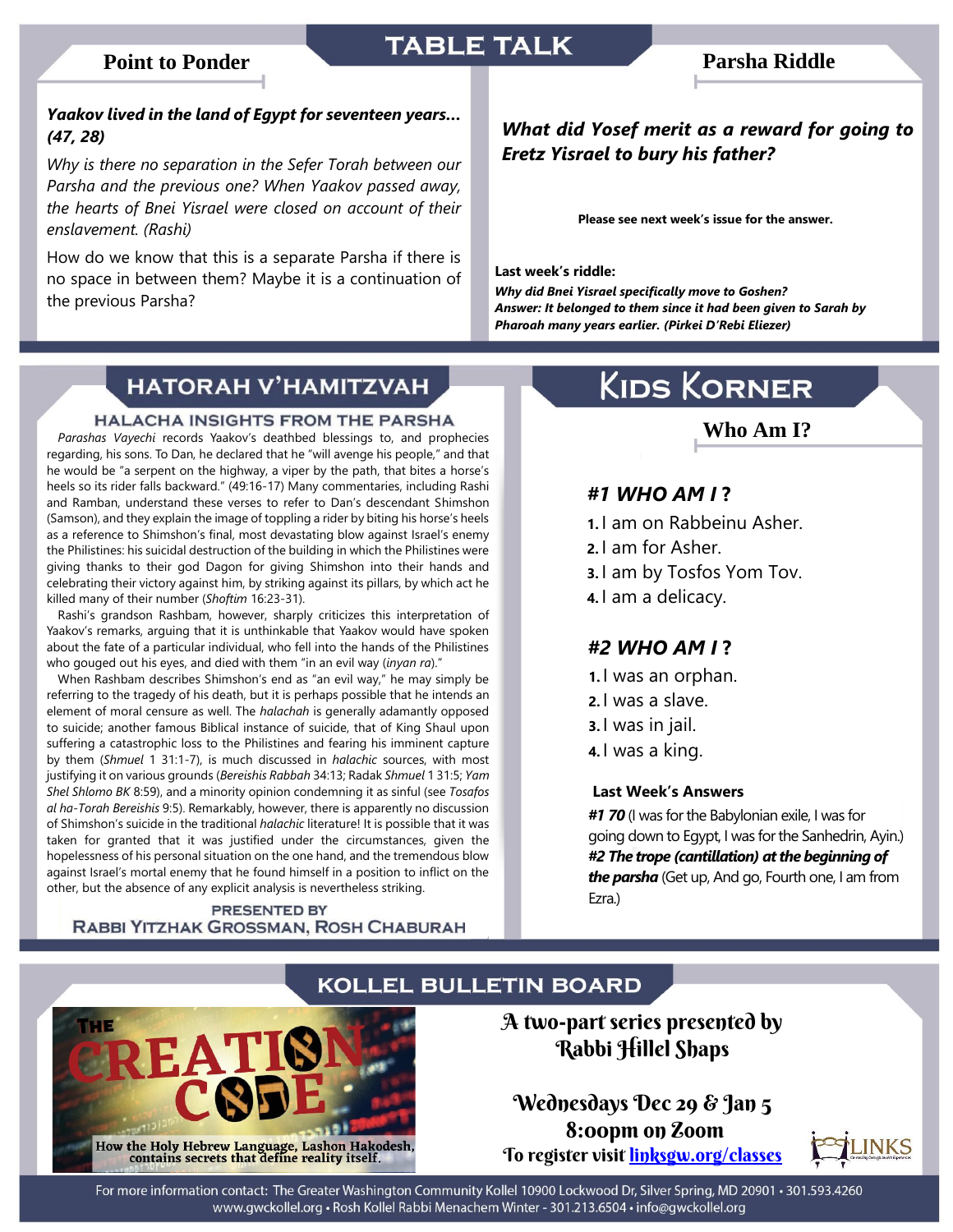# TABLE TALK

## Point to Ponder

***Yaakov lived in the land of Egypt for seventeen years... (47, 28)***

*Why is there no separation in the Sefer Torah between our Parsha and the previous one? When Yaakov passed away, the hearts of Bnei Yisrael were closed on account of their enslavement. (Rashi)*

How do we know that this is a separate Parsha if there is no space in between them? Maybe it is a continuation of the previous Parsha?

## Parsha Riddle

***What did Yosef merit as a reward for going to Eretz Yisrael to bury his father?***

**Please see next week's issue for the answer.**

**Last week's riddle:**

***Why did Bnei Yisrael specifically move to Goshen?***

***Answer: It belonged to them since it had been given to Sarah by Pharoah many years earlier. (Pirkei D'Rebi Eliezer)***

# HATORAH V'HAMITZVAH

## HALACHA INSIGHTS FROM THE PARSHA

*Parshas Vayechi* records Yaakov's deathbed blessings to, and prophecies regarding, his sons. To Dan, he declared that he "will avenge his people," and that he would be "a serpent on the highway, a viper by the path, that bites a horse's heels so its rider falls backward." (49:16-17) Many commentaries, including Rashi and Ramban, understand these verses to refer to Dan's descendant Shimshon (Samson), and they explain the image of toppling a rider by biting his horse's heels as a reference to Shimshon's final, most devastating blow against Israel's enemy the Philistines: his suicidal destruction of the building in which the Philistines were giving thanks to their god Dagon for giving Shimshon into their hands and celebrating their victory against him, by striking against its pillars, by which act he killed many of their number (*Shoftim* 16:23-31).

Rashi's grandson Rashbam, however, sharply criticizes this interpretation of Yaakov's remarks, arguing that it is unthinkable that Yaakov would have spoken about the fate of a particular individual, who fell into the hands of the Philistines who gouged out his eyes, and died with them "in an evil way (*inyan ra*)."

When Rashbam describes Shimshon's end as "an evil way," he may simply be referring to the tragedy of his death, but it is perhaps possible that he intends an element of moral censure as well. The *halachah* is generally adamantly opposed to suicide; another famous Biblical instance of suicide, that of King Shaul upon suffering a catastrophic loss to the Philistines and fearing his imminent capture by them (*Shmuel* 1 31:1-7), is much discussed in *halachic* sources, with most justifying it on various grounds (*Bereishis Rabbah* 34:13; Radak *Shmuel* 1 31:5; *Yam Shel Shlomo BK* 8:59), and a minority opinion condemning it as sinful (see *Tosafos al ha-Torah Bereishis* 9:5). Remarkably, however, there is apparently no discussion of Shimshon's suicide in the traditional *halachic* literature! It is possible that it was taken for granted that it was justified under the circumstances, given the hopelessness of his personal situation on the one hand, and the tremendous blow against Israel's mortal enemy that he found himself in a position to inflict on the other, but the absence of any explicit analysis is nevertheless striking.

PRESENTED BY
RABBI YITZHAK GROSSMAN, ROSH CHABURAH

# KIDS KORNER

## Who Am I?

### #1 WHO AM I ?

1. I am on Rabbeinu Asher.
2. I am for Asher.
3. I am by Tosfos Yom Tov.
4. I am a delicacy.

### #2 WHO AM I ?

1. I was an orphan.
2. I was a slave.
3. I was in jail.
4. I was a king.

**Last Week's Answers**

***#1 70*** (I was for the Babylonian exile, I was for going down to Egypt, I was for the Sanhedrin, Ayin.)

***#2 The trope (cantillation) at the beginning of the parsha*** (Get up, And go, Fourth one, I am from Ezra.)

# KOLLEL BULLETIN BOARD

THE CREATION CODE

How the Holy Hebrew Language, Lashon Hakodesh, contains secrets that define reality itself.

A two-part series presented by Rabbi Hillel Shaps

Wednesdays Dec 29 & Jan 5
8:00pm on Zoom
To register visit linksgw.org/classes

LINKS

For more information contact: The Greater Washington Community Kollel 10900 Lockwood Dr, Silver Spring, MD 20901 • 301.593.4260
www.gwckollel.org • Rosh Kollel Rabbi Menachem Winter - 301.213.6504 • info@gwckollel.org